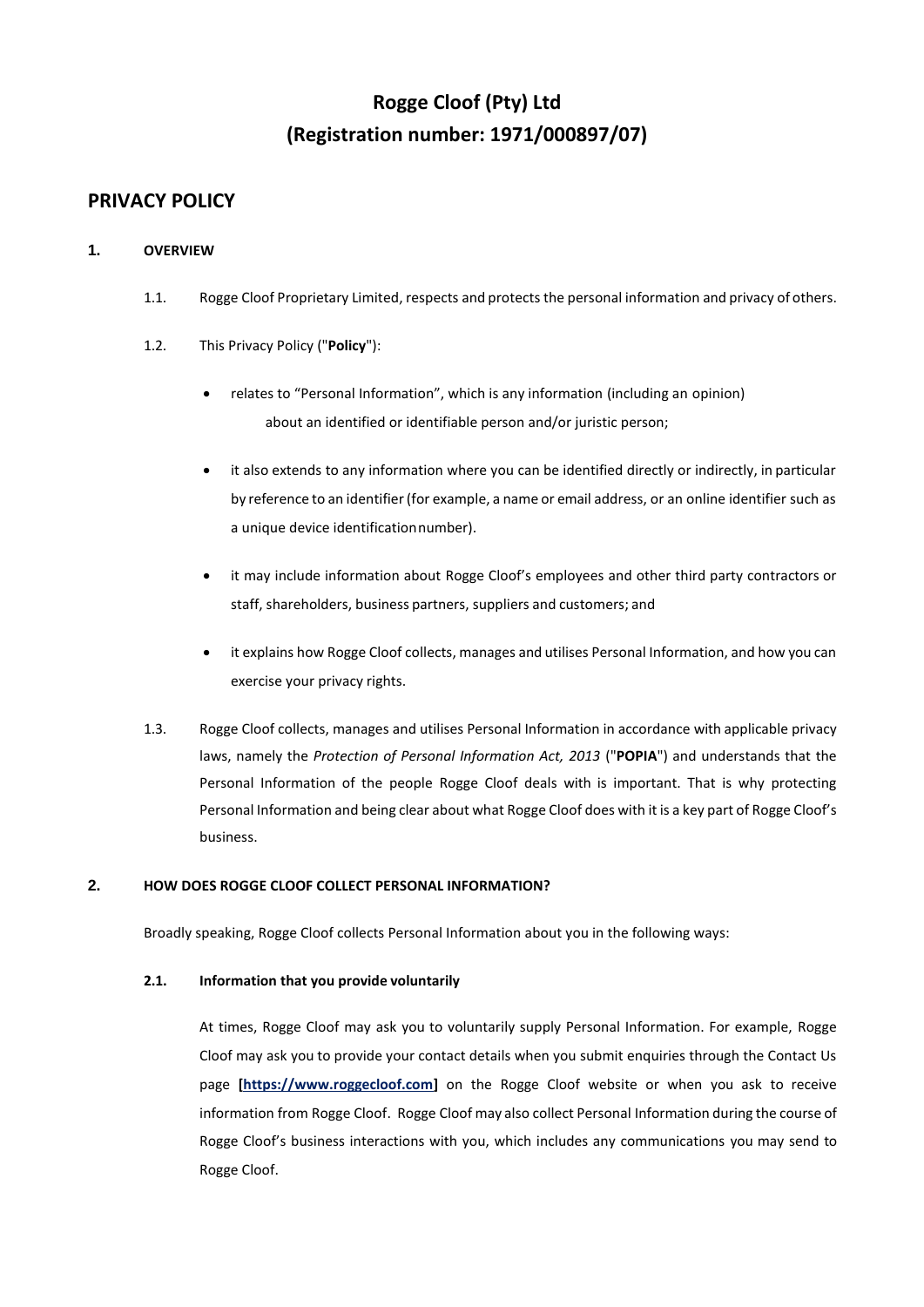# Rogge Cloof (Pty) Ltd
# (Registration number: 1971/000897/07)

## PRIVACY POLICY

### 1. OVERVIEW

1.1. Rogge Cloof Proprietary Limited, respects and protects the personal information and privacy of others.

1.2. This Privacy Policy ("**Policy**"):

- relates to "Personal Information", which is any information (including an opinion) about an identified or identifiable person and/or juristic person;
- it also extends to any information where you can be identified directly or indirectly, in particular by reference to an identifier (for example, a name or email address, or an online identifier such as a unique device identification number).
- it may include information about Rogge Cloof's employees and other third party contractors or staff, shareholders, business partners, suppliers and customers; and
- it explains how Rogge Cloof collects, manages and utilises Personal Information, and how you can exercise your privacy rights.

1.3. Rogge Cloof collects, manages and utilises Personal Information in accordance with applicable privacy laws, namely the *Protection of Personal Information Act, 2013* ("**POPIA**") and understands that the Personal Information of the people Rogge Cloof deals with is important. That is why protecting Personal Information and being clear about what Rogge Cloof does with it is a key part of Rogge Cloof's business.

### 2. HOW DOES ROGGE CLOOF COLLECT PERSONAL INFORMATION?

Broadly speaking, Rogge Cloof collects Personal Information about you in the following ways:

#### 2.1. Information that you provide voluntarily

At times, Rogge Cloof may ask you to voluntarily supply Personal Information. For example, Rogge Cloof may ask you to provide your contact details when you submit enquiries through the Contact Us page **[https://www.roggecloof.com]** on the Rogge Cloof website or when you ask to receive information from Rogge Cloof. Rogge Cloof may also collect Personal Information during the course of Rogge Cloof's business interactions with you, which includes any communications you may send to Rogge Cloof.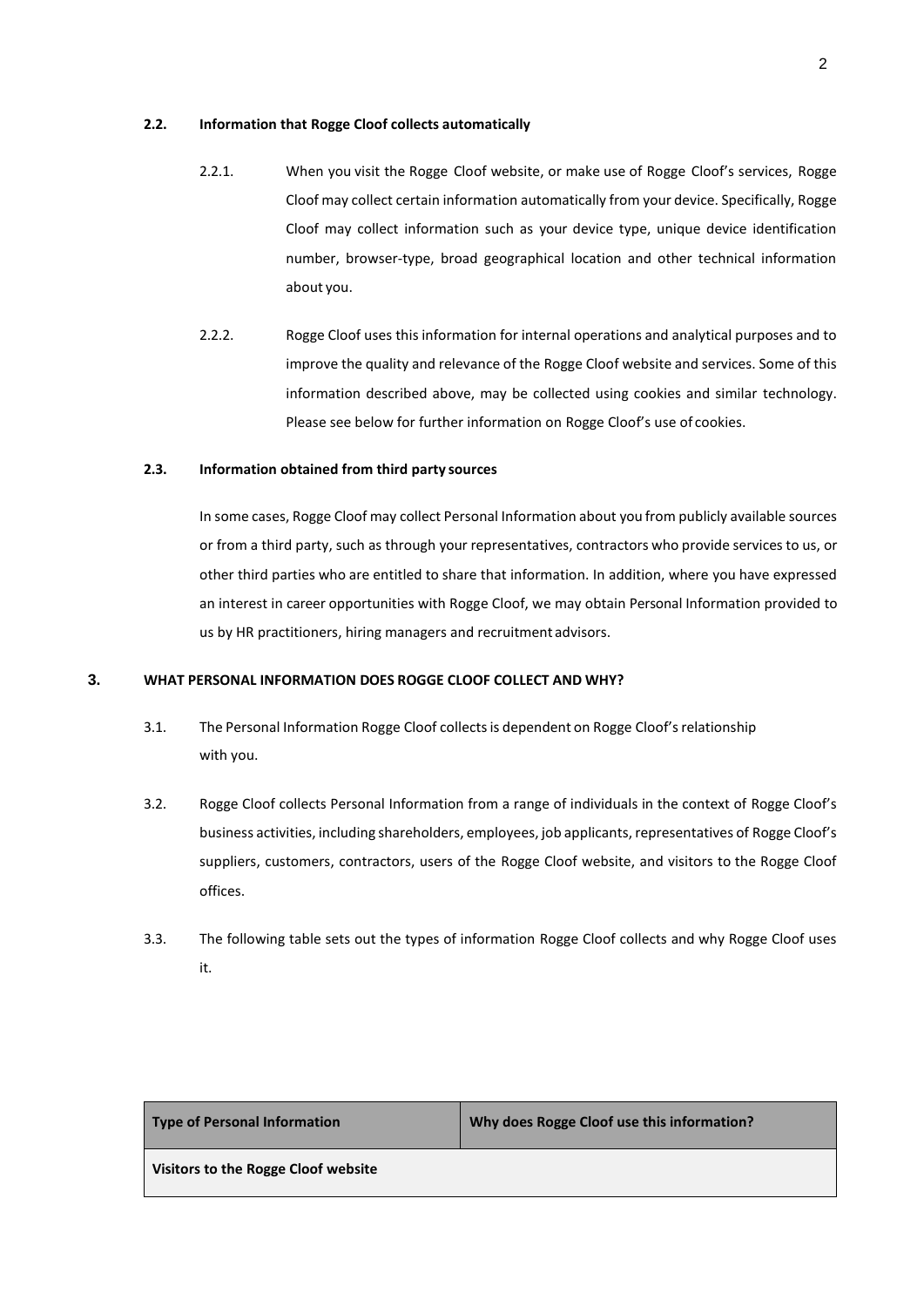### 2.2. Information that Rogge Cloof collects automatically

2.2.1. When you visit the Rogge Cloof website, or make use of Rogge Cloof's services, Rogge Cloof may collect certain information automatically from your device. Specifically, Rogge Cloof may collect information such as your device type, unique device identification number, browser-type, broad geographical location and other technical information about you.

2.2.2. Rogge Cloof uses this information for internal operations and analytical purposes and to improve the quality and relevance of the Rogge Cloof website and services. Some of this information described above, may be collected using cookies and similar technology. Please see below for further information on Rogge Cloof's use of cookies.

### 2.3. Information obtained from third party sources

In some cases, Rogge Cloof may collect Personal Information about you from publicly available sources or from a third party, such as through your representatives, contractors who provide services to us, or other third parties who are entitled to share that information. In addition, where you have expressed an interest in career opportunities with Rogge Cloof, we may obtain Personal Information provided to us by HR practitioners, hiring managers and recruitment advisors.

## 3. WHAT PERSONAL INFORMATION DOES ROGGE CLOOF COLLECT AND WHY?

3.1. The Personal Information Rogge Cloof collects is dependent on Rogge Cloof's relationship with you.

3.2. Rogge Cloof collects Personal Information from a range of individuals in the context of Rogge Cloof's business activities, including shareholders, employees, job applicants, representatives of Rogge Cloof's suppliers, customers, contractors, users of the Rogge Cloof website, and visitors to the Rogge Cloof offices.

3.3. The following table sets out the types of information Rogge Cloof collects and why Rogge Cloof uses it.

| Type of Personal Information | Why does Rogge Cloof use this information? |
| --- | --- |
| **Visitors to the Rogge Cloof website** | |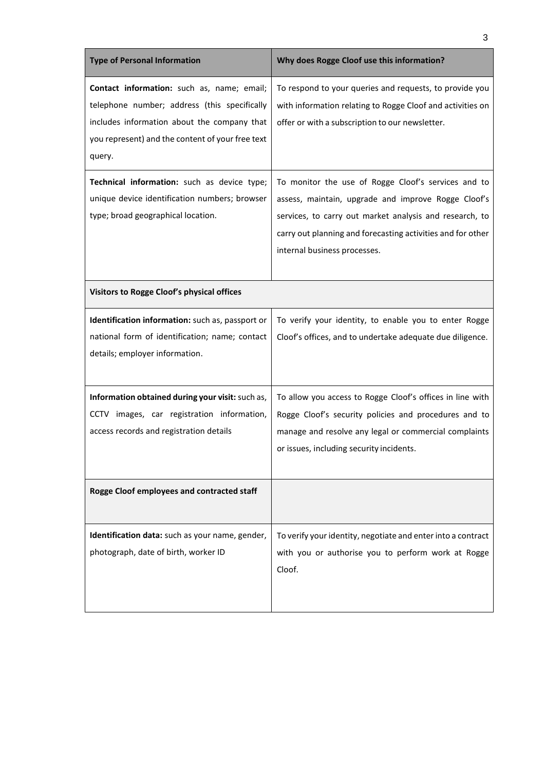| **Type of Personal Information** | **Why does Rogge Cloof use this information?** |
| --- | --- |
| **Contact information:** such as, name; email; telephone number; address (this specifically includes information about the company that you represent) and the content of your free text query. | To respond to your queries and requests, to provide you with information relating to Rogge Cloof and activities on offer or with a subscription to our newsletter. |
| **Technical information:** such as device type; unique device identification numbers; browser type; broad geographical location. | To monitor the use of Rogge Cloof's services and to assess, maintain, upgrade and improve Rogge Cloof's services, to carry out market analysis and research, to carry out planning and forecasting activities and for other internal business processes. |
| **Visitors to Rogge Cloof's physical offices** | |
| **Identification information:** such as, passport or national form of identification; name; contact details; employer information. | To verify your identity, to enable you to enter Rogge Cloof's offices, and to undertake adequate due diligence. |
| **Information obtained during your visit:** such as, CCTV images, car registration information, access records and registration details | To allow you access to Rogge Cloof's offices in line with Rogge Cloof's security policies and procedures and to manage and resolve any legal or commercial complaints or issues, including security incidents. |
| **Rogge Cloof employees and contracted staff** | |
| **Identification data:** such as your name, gender, photograph, date of birth, worker ID | To verify your identity, negotiate and enter into a contract with you or authorise you to perform work at Rogge Cloof. |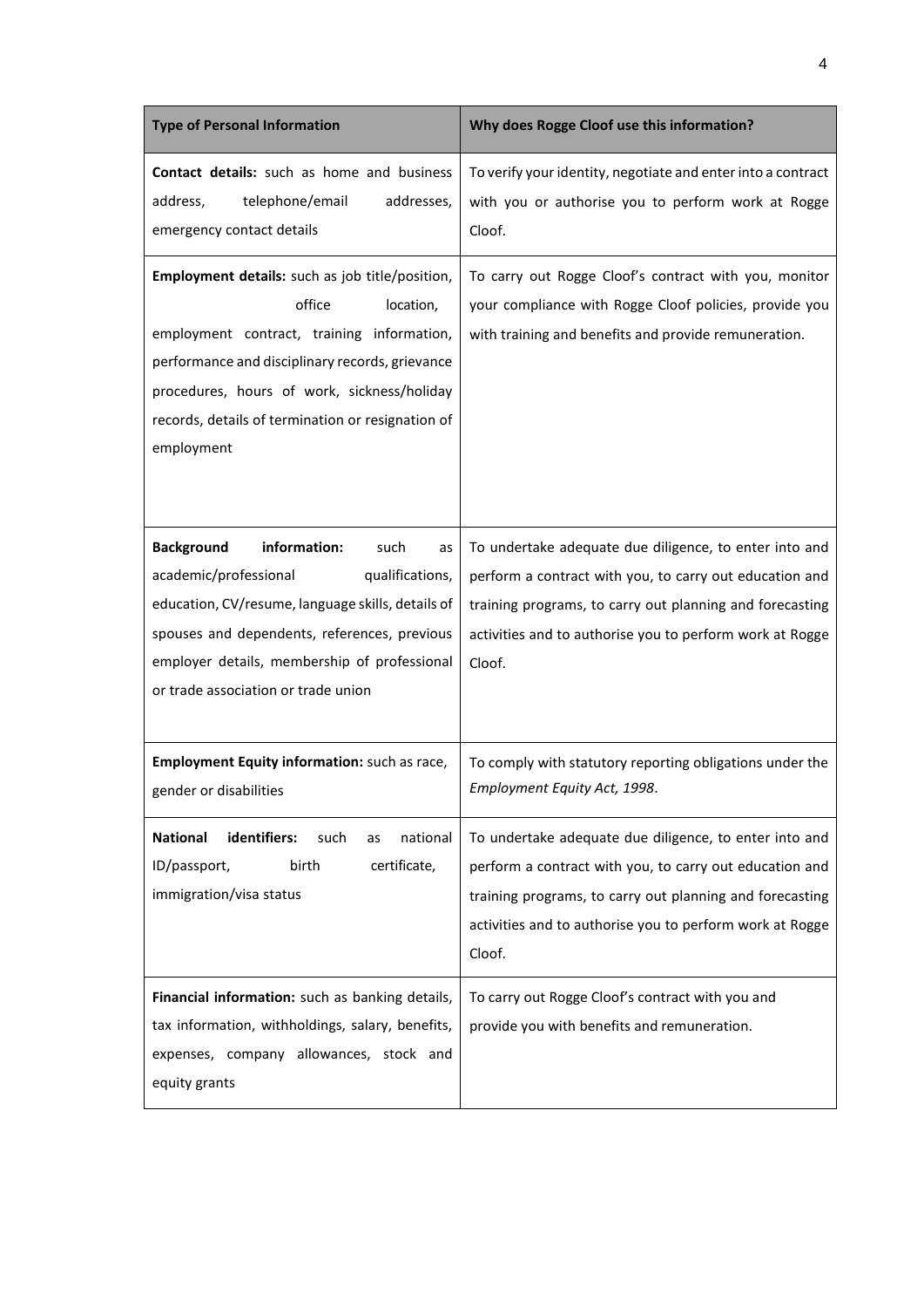| **Type of Personal Information** | **Why does Rogge Cloof use this information?** |
| --- | --- |
| **Contact details:** such as home and business address, telephone/email addresses, emergency contact details | To verify your identity, negotiate and enter into a contract with you or authorise you to perform work at Rogge Cloof. |
| **Employment details:** such as job title/position, office location, employment contract, training information, performance and disciplinary records, grievance procedures, hours of work, sickness/holiday records, details of termination or resignation of employment | To carry out Rogge Cloof's contract with you, monitor your compliance with Rogge Cloof policies, provide you with training and benefits and provide remuneration. |
| **Background information:** such as academic/professional qualifications, education, CV/resume, language skills, details of spouses and dependents, references, previous employer details, membership of professional or trade association or trade union | To undertake adequate due diligence, to enter into and perform a contract with you, to carry out education and training programs, to carry out planning and forecasting activities and to authorise you to perform work at Rogge Cloof. |
| **Employment Equity information:** such as race, gender or disabilities | To comply with statutory reporting obligations under the *Employment Equity Act, 1998*. |
| **National identifiers:** such as national ID/passport, birth certificate, immigration/visa status | To undertake adequate due diligence, to enter into and perform a contract with you, to carry out education and training programs, to carry out planning and forecasting activities and to authorise you to perform work at Rogge Cloof. |
| **Financial information:** such as banking details, tax information, withholdings, salary, benefits, expenses, company allowances, stock and equity grants | To carry out Rogge Cloof's contract with you and provide you with benefits and remuneration. |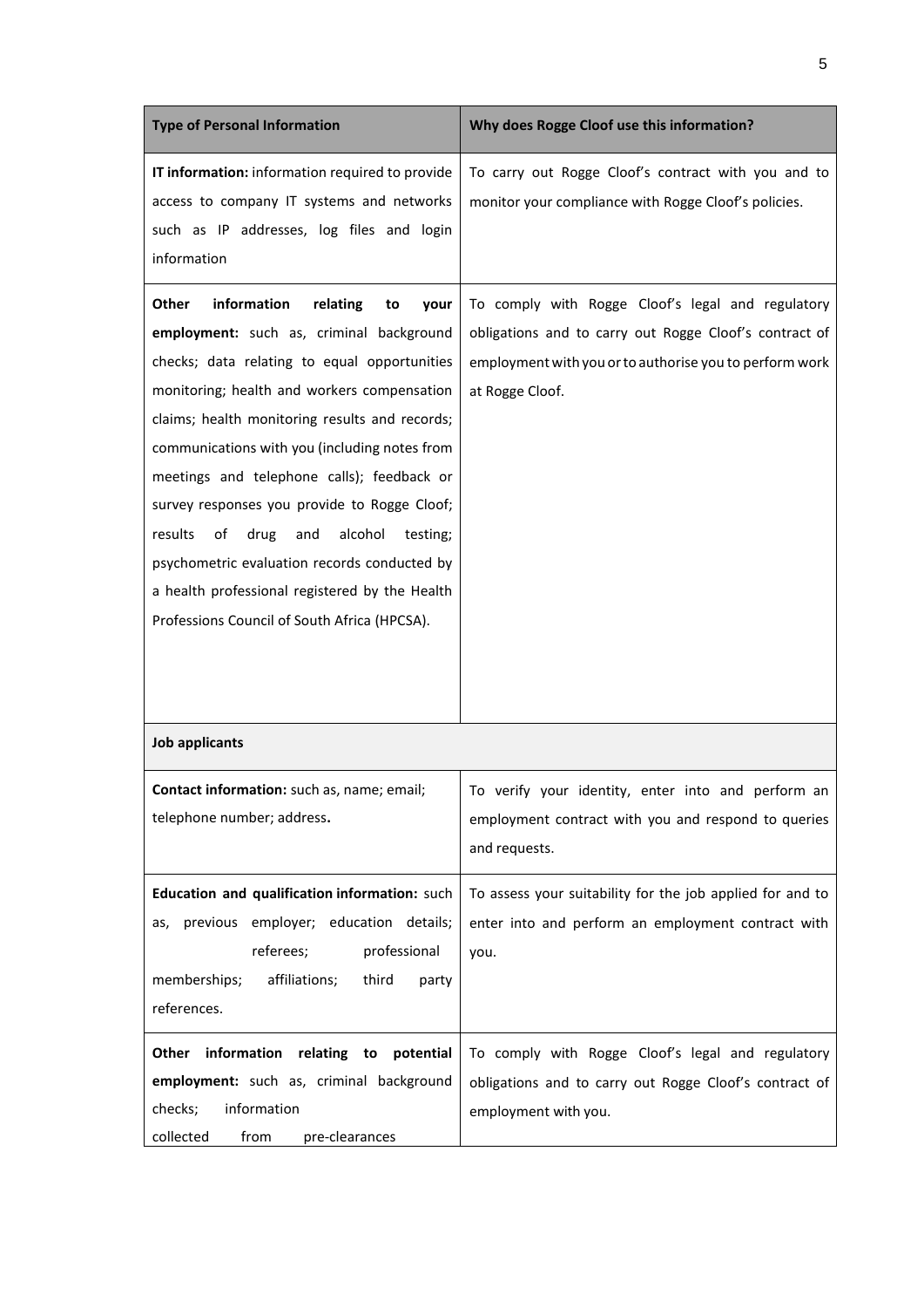| Type of Personal Information | Why does Rogge Cloof use this information? |
|---|---|
| **IT information:** information required to provide access to company IT systems and networks such as IP addresses, log files and login information | To carry out Rogge Cloof's contract with you and to monitor your compliance with Rogge Cloof's policies. |
| **Other information relating to your employment:** such as, criminal background checks; data relating to equal opportunities monitoring; health and workers compensation claims; health monitoring results and records; communications with you (including notes from meetings and telephone calls); feedback or survey responses you provide to Rogge Cloof; results of drug and alcohol testing; psychometric evaluation records conducted by a health professional registered by the Health Professions Council of South Africa (HPCSA). | To comply with Rogge Cloof's legal and regulatory obligations and to carry out Rogge Cloof's contract of employment with you or to authorise you to perform work at Rogge Cloof. |
| **Job applicants** | |
| **Contact information:** such as, name; email; telephone number; address**.** | To verify your identity, enter into and perform an employment contract with you and respond to queries and requests. |
| **Education and qualification information:** such as, previous employer; education details; referees; professional memberships; affiliations; third party references. | To assess your suitability for the job applied for and to enter into and perform an employment contract with you. |
| **Other information relating to potential employment:** such as, criminal background checks; information collected from pre-clearances | To comply with Rogge Cloof's legal and regulatory obligations and to carry out Rogge Cloof's contract of employment with you. |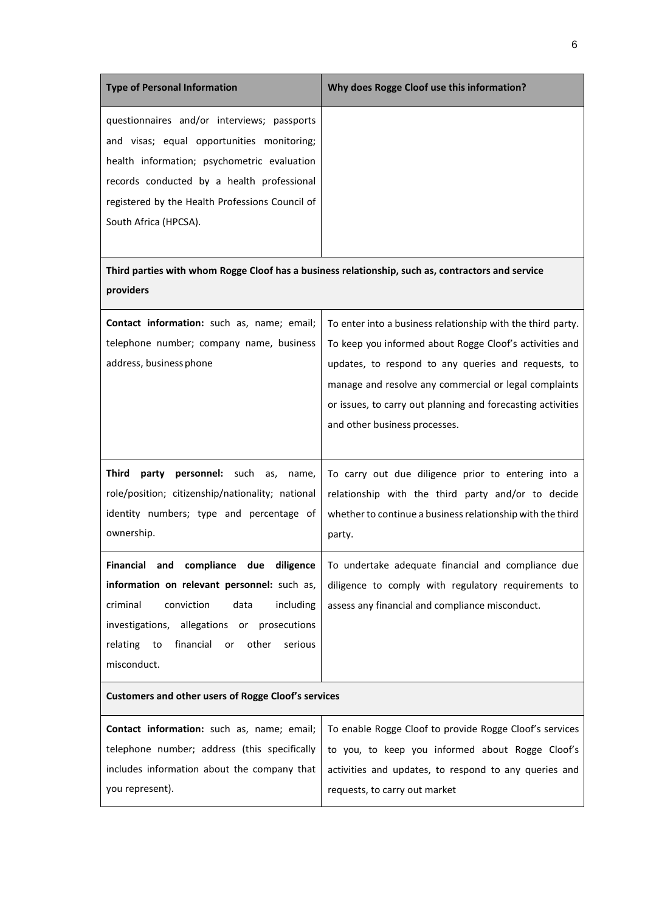| Type of Personal Information | Why does Rogge Cloof use this information? |
| --- | --- |
| questionnaires and/or interviews; passports and visas; equal opportunities monitoring; health information; psychometric evaluation records conducted by a health professional registered by the Health Professions Council of South Africa (HPCSA). | |
| **Third parties with whom Rogge Cloof has a business relationship, such as, contractors and service providers** | |
| **Contact information:** such as, name; email; telephone number; company name, business address, business phone | To enter into a business relationship with the third party. To keep you informed about Rogge Cloof's activities and updates, to respond to any queries and requests, to manage and resolve any commercial or legal complaints or issues, to carry out planning and forecasting activities and other business processes. |
| **Third party personnel:** such as, name, role/position; citizenship/nationality; national identity numbers; type and percentage of ownership. | To carry out due diligence prior to entering into a relationship with the third party and/or to decide whether to continue a business relationship with the third party. |
| **Financial and compliance due diligence information on relevant personnel:** such as, criminal conviction data including investigations, allegations or prosecutions relating to financial or other serious misconduct. | To undertake adequate financial and compliance due diligence to comply with regulatory requirements to assess any financial and compliance misconduct. |
| **Customers and other users of Rogge Cloof's services** | |
| **Contact information:** such as, name; email; telephone number; address (this specifically includes information about the company that you represent). | To enable Rogge Cloof to provide Rogge Cloof's services to you, to keep you informed about Rogge Cloof's activities and updates, to respond to any queries and requests, to carry out market |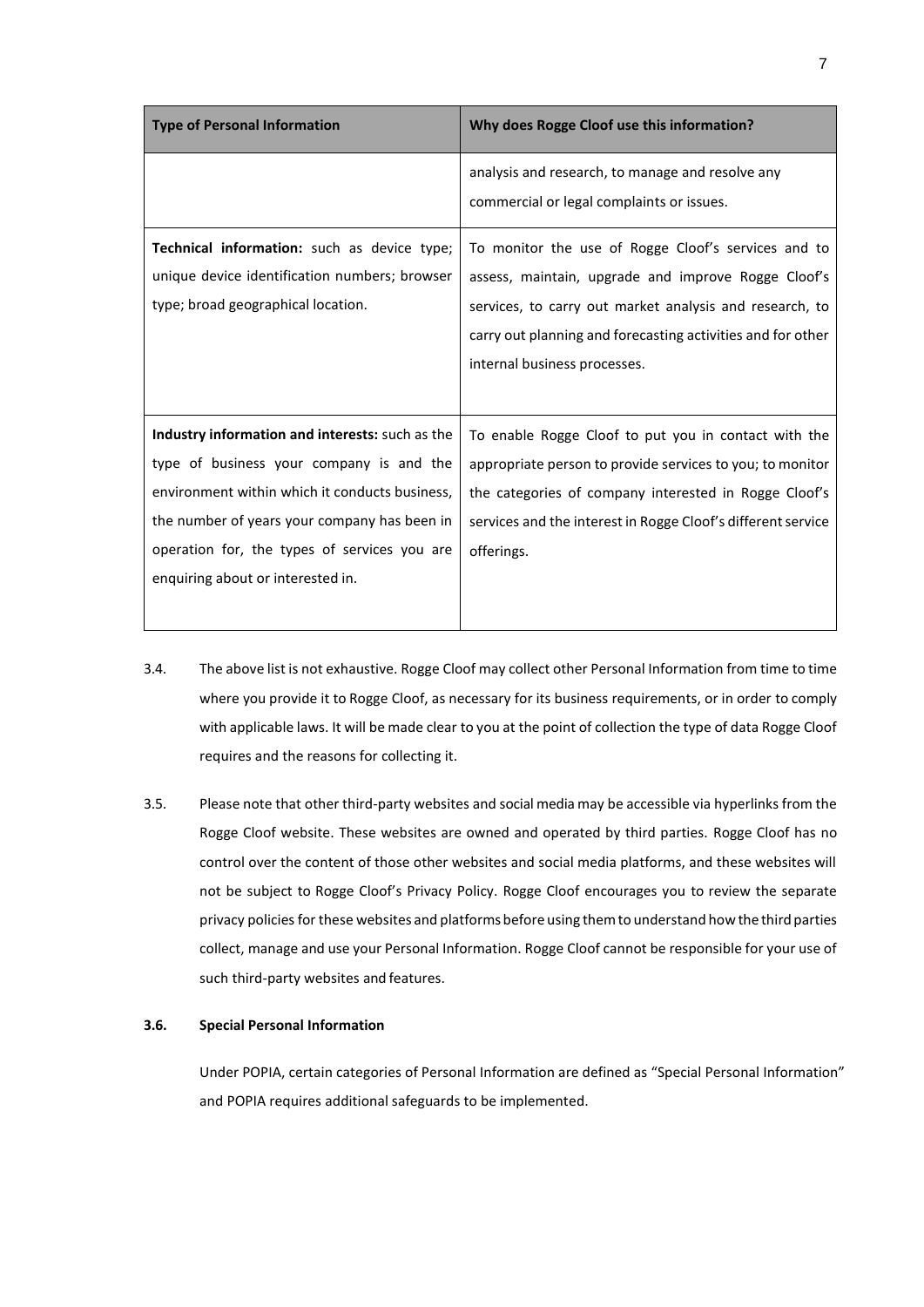| Type of Personal Information | Why does Rogge Cloof use this information? |
| --- | --- |
| | analysis and research, to manage and resolve any commercial or legal complaints or issues. |
| **Technical information:** such as device type; unique device identification numbers; browser type; broad geographical location. | To monitor the use of Rogge Cloof's services and to assess, maintain, upgrade and improve Rogge Cloof's services, to carry out market analysis and research, to carry out planning and forecasting activities and for other internal business processes. |
| **Industry information and interests:** such as the type of business your company is and the environment within which it conducts business, the number of years your company has been in operation for, the types of services you are enquiring about or interested in. | To enable Rogge Cloof to put you in contact with the appropriate person to provide services to you; to monitor the categories of company interested in Rogge Cloof's services and the interest in Rogge Cloof's different service offerings. |

3.4. The above list is not exhaustive. Rogge Cloof may collect other Personal Information from time to time where you provide it to Rogge Cloof, as necessary for its business requirements, or in order to comply with applicable laws. It will be made clear to you at the point of collection the type of data Rogge Cloof requires and the reasons for collecting it.

3.5. Please note that other third-party websites and social media may be accessible via hyperlinks from the Rogge Cloof website. These websites are owned and operated by third parties. Rogge Cloof has no control over the content of those other websites and social media platforms, and these websites will not be subject to Rogge Cloof's Privacy Policy. Rogge Cloof encourages you to review the separate privacy policies for these websites and platforms before using them to understand how the third parties collect, manage and use your Personal Information. Rogge Cloof cannot be responsible for your use of such third-party websites and features.

**3.6. Special Personal Information**

Under POPIA, certain categories of Personal Information are defined as "Special Personal Information" and POPIA requires additional safeguards to be implemented.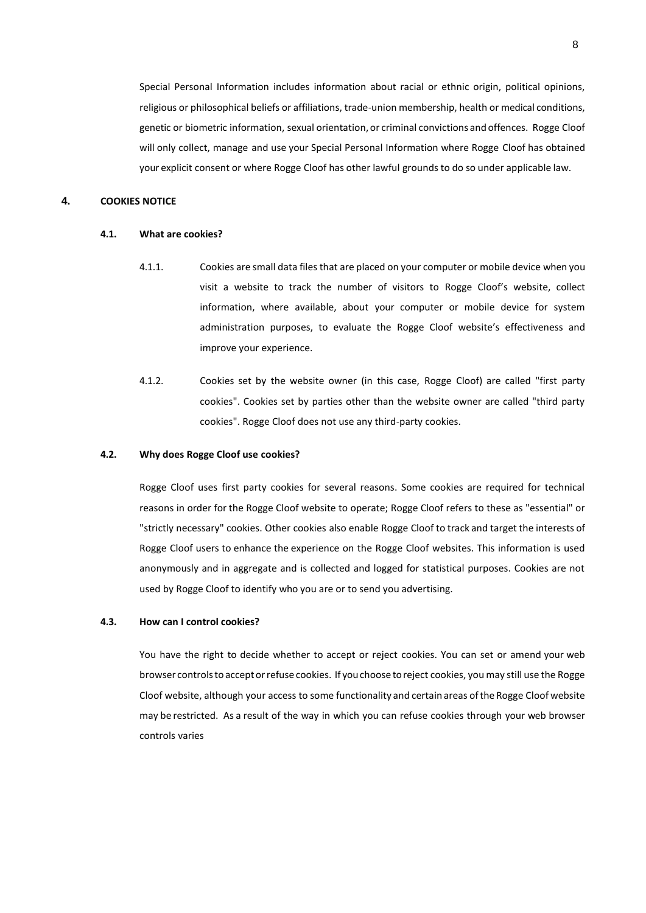Special Personal Information includes information about racial or ethnic origin, political opinions, religious or philosophical beliefs or affiliations, trade-union membership, health or medical conditions, genetic or biometric information, sexual orientation, or criminal convictions and offences. Rogge Cloof will only collect, manage and use your Special Personal Information where Rogge Cloof has obtained your explicit consent or where Rogge Cloof has other lawful grounds to do so under applicable law.

## 4. COOKIES NOTICE

### 4.1. What are cookies?

4.1.1. Cookies are small data files that are placed on your computer or mobile device when you visit a website to track the number of visitors to Rogge Cloof's website, collect information, where available, about your computer or mobile device for system administration purposes, to evaluate the Rogge Cloof website's effectiveness and improve your experience.

4.1.2. Cookies set by the website owner (in this case, Rogge Cloof) are called "first party cookies". Cookies set by parties other than the website owner are called "third party cookies". Rogge Cloof does not use any third-party cookies.

### 4.2. Why does Rogge Cloof use cookies?

Rogge Cloof uses first party cookies for several reasons. Some cookies are required for technical reasons in order for the Rogge Cloof website to operate; Rogge Cloof refers to these as "essential" or "strictly necessary" cookies. Other cookies also enable Rogge Cloof to track and target the interests of Rogge Cloof users to enhance the experience on the Rogge Cloof websites. This information is used anonymously and in aggregate and is collected and logged for statistical purposes. Cookies are not used by Rogge Cloof to identify who you are or to send you advertising.

### 4.3. How can I control cookies?

You have the right to decide whether to accept or reject cookies. You can set or amend your web browser controls to accept or refuse cookies. If you choose to reject cookies, you may still use the Rogge Cloof website, although your access to some functionality and certain areas of the Rogge Cloof website may be restricted. As a result of the way in which you can refuse cookies through your web browser controls varies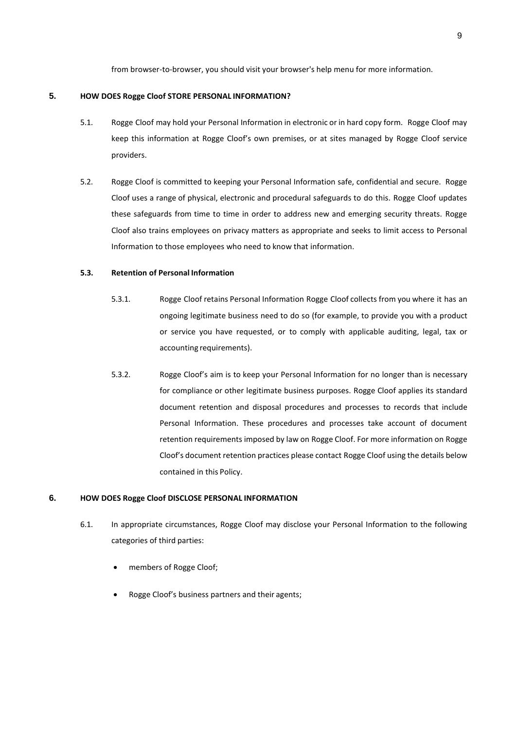from browser-to-browser, you should visit your browser's help menu for more information.

## 5. HOW DOES Rogge Cloof STORE PERSONAL INFORMATION?

5.1. Rogge Cloof may hold your Personal Information in electronic or in hard copy form. Rogge Cloof may keep this information at Rogge Cloof's own premises, or at sites managed by Rogge Cloof service providers.

5.2. Rogge Cloof is committed to keeping your Personal Information safe, confidential and secure. Rogge Cloof uses a range of physical, electronic and procedural safeguards to do this. Rogge Cloof updates these safeguards from time to time in order to address new and emerging security threats. Rogge Cloof also trains employees on privacy matters as appropriate and seeks to limit access to Personal Information to those employees who need to know that information.

### 5.3. Retention of Personal Information

5.3.1. Rogge Cloof retains Personal Information Rogge Cloof collects from you where it has an ongoing legitimate business need to do so (for example, to provide you with a product or service you have requested, or to comply with applicable auditing, legal, tax or accounting requirements).

5.3.2. Rogge Cloof's aim is to keep your Personal Information for no longer than is necessary for compliance or other legitimate business purposes. Rogge Cloof applies its standard document retention and disposal procedures and processes to records that include Personal Information. These procedures and processes take account of document retention requirements imposed by law on Rogge Cloof. For more information on Rogge Cloof's document retention practices please contact Rogge Cloof using the details below contained in this Policy.

## 6. HOW DOES Rogge Cloof DISCLOSE PERSONAL INFORMATION

6.1. In appropriate circumstances, Rogge Cloof may disclose your Personal Information to the following categories of third parties:

- members of Rogge Cloof;
- Rogge Cloof's business partners and their agents;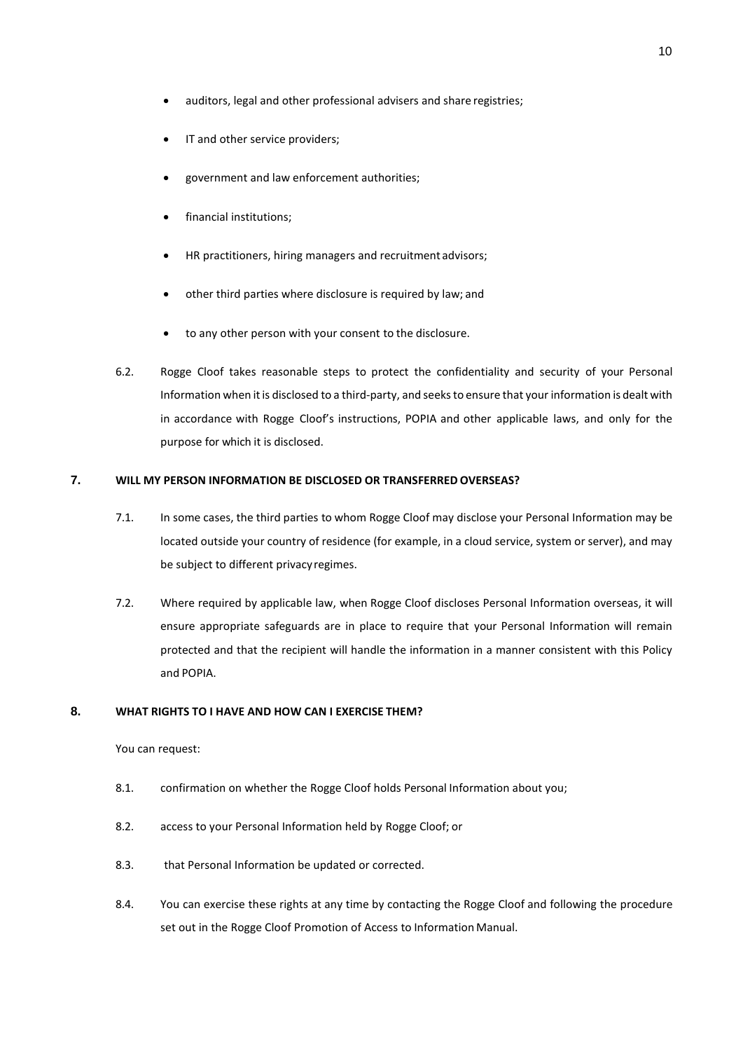- auditors, legal and other professional advisers and share registries;
- IT and other service providers;
- government and law enforcement authorities;
- financial institutions;
- HR practitioners, hiring managers and recruitment advisors;
- other third parties where disclosure is required by law; and
- to any other person with your consent to the disclosure.

6.2. Rogge Cloof takes reasonable steps to protect the confidentiality and security of your Personal Information when it is disclosed to a third-party, and seeks to ensure that your information is dealt with in accordance with Rogge Cloof's instructions, POPIA and other applicable laws, and only for the purpose for which it is disclosed.

## 7. WILL MY PERSON INFORMATION BE DISCLOSED OR TRANSFERRED OVERSEAS?

7.1. In some cases, the third parties to whom Rogge Cloof may disclose your Personal Information may be located outside your country of residence (for example, in a cloud service, system or server), and may be subject to different privacy regimes.

7.2. Where required by applicable law, when Rogge Cloof discloses Personal Information overseas, it will ensure appropriate safeguards are in place to require that your Personal Information will remain protected and that the recipient will handle the information in a manner consistent with this Policy and POPIA.

## 8. WHAT RIGHTS TO I HAVE AND HOW CAN I EXERCISE THEM?

You can request:

8.1. confirmation on whether the Rogge Cloof holds Personal Information about you;

8.2. access to your Personal Information held by Rogge Cloof; or

8.3. that Personal Information be updated or corrected.

8.4. You can exercise these rights at any time by contacting the Rogge Cloof and following the procedure set out in the Rogge Cloof Promotion of Access to Information Manual.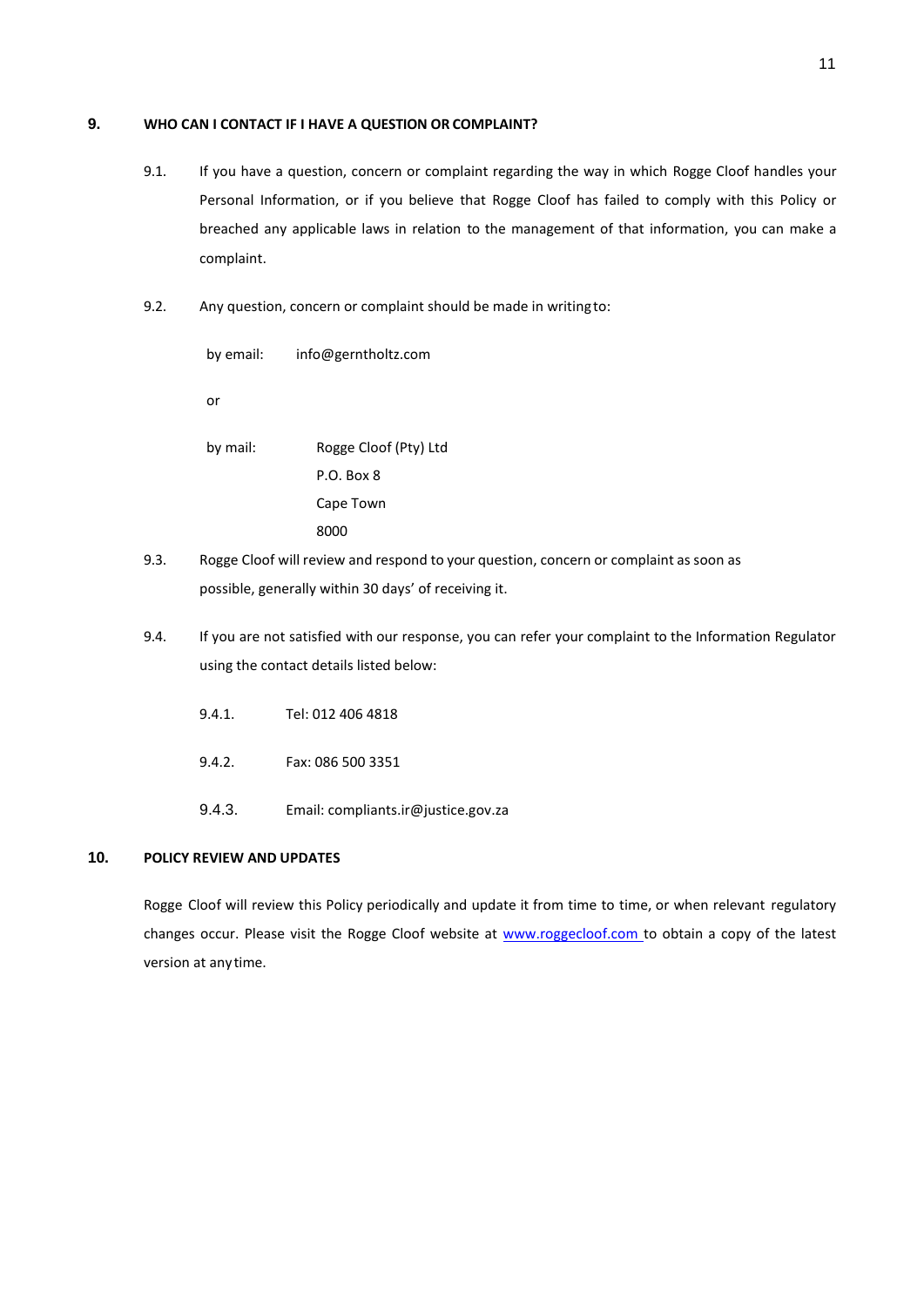## 9. WHO CAN I CONTACT IF I HAVE A QUESTION OR COMPLAINT?

9.1. If you have a question, concern or complaint regarding the way in which Rogge Cloof handles your Personal Information, or if you believe that Rogge Cloof has failed to comply with this Policy or breached any applicable laws in relation to the management of that information, you can make a complaint.

9.2. Any question, concern or complaint should be made in writing to:

by email: info@gerntholtz.com

or

by mail:
Rogge Cloof (Pty) Ltd
P.O. Box 8
Cape Town
8000

9.3. Rogge Cloof will review and respond to your question, concern or complaint as soon as possible, generally within 30 days' of receiving it.

9.4. If you are not satisfied with our response, you can refer your complaint to the Information Regulator using the contact details listed below:

9.4.1. Tel: 012 406 4818

9.4.2. Fax: 086 500 3351

9.4.3. Email: compliants.ir@justice.gov.za

## 10. POLICY REVIEW AND UPDATES

Rogge Cloof will review this Policy periodically and update it from time to time, or when relevant regulatory changes occur. Please visit the Rogge Cloof website at www.roggecloof.com to obtain a copy of the latest version at any time.